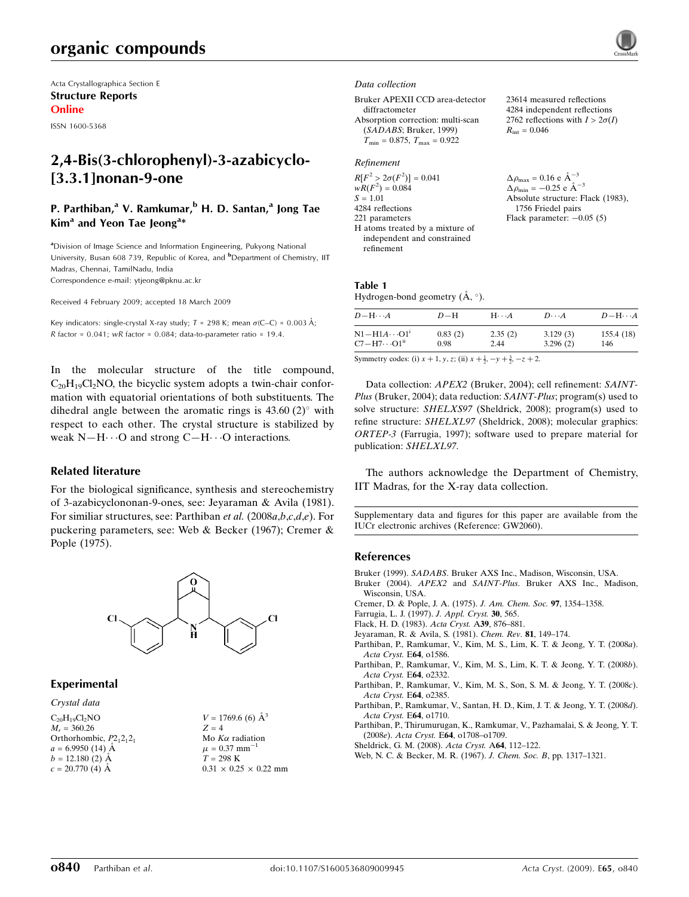Acta Crystallographica Section E

**Structure Reports Online**

ISSN 1600-5368

# 2,4-Bis(3-chlorophenyl)-3-azabicyclo[3.3.1]nonan-9-one

**P. Parthiban,[a] V. Ramkumar,[b] H. D. Santan,[a] Jong Tae Kim[a] and Yeon Tae Jeong[a]***

[a]Division of Image Science and Information Engineering, Pukyong National University, Busan 608 739, Republic of Korea, and [b]Department of Chemistry, IIT Madras, Chennai, TamilNadu, India

Correspondence e-mail: ytjeong@pknu.ac.kr

Received 4 February 2009; accepted 18 March 2009

Key indicators: single-crystal X-ray study; $T = 298$ K; mean $\sigma$(C–C) = 0.003 Å; $R$ factor = 0.041; $wR$ factor = 0.084; data-to-parameter ratio = 19.4.

In the molecular structure of the title compound, $C_{20}H_{19}Cl_2NO$, the bicyclic system adopts a twin-chair conformation with equatorial orientations of both substituents. The dihedral angle between the aromatic rings is 43.60 (2)° with respect to each other. The crystal structure is stabilized by weak N—H···O and strong C—H···O interactions.

## Related literature

For the biological significance, synthesis and stereochemistry of 3-azabicyclononan-9-ones, see: Jeyaraman & Avila (1981). For similiar structures, see: Parthiban *et al.* (2008*a*,*b*,*c*,*d*,*e*). For puckering parameters, see: Web & Becker (1967); Cremer & Pople (1975).

## Experimental

### Crystal data

$C_{20}H_{19}Cl_2NO$
$M_r = 360.26$
Orthorhombic, $P2_12_12_1$
$a = 6.9950$ (14) Å
$b = 12.180$ (2) Å
$c = 20.770$ (4) Å
$V = 1769.6$ (6) Å$^3$
$Z = 4$
Mo $K\alpha$ radiation
$\mu = 0.37$ mm$^{-1}$
$T = 298$ K
0.31 × 0.25 × 0.22 mm

### Data collection

Bruker APEXII CCD area-detector diffractometer
Absorption correction: multi-scan (*SADABS*; Bruker, 1999)
$T_{min} = 0.875$, $T_{max} = 0.922$
23614 measured reflections
4284 independent reflections
2762 reflections with $I > 2\sigma(I)$
$R_{int} = 0.046$

### Refinement

$R[F^2 > 2\sigma(F^2)] = 0.041$
$wR(F^2) = 0.084$
$S = 1.01$
4284 reflections
221 parameters
H atoms treated by a mixture of independent and constrained refinement
$\Delta\rho_{max} = 0.16$ e Å$^{-3}$
$\Delta\rho_{min} = -0.25$ e Å$^{-3}$
Absolute structure: Flack (1983), 1756 Friedel pairs
Flack parameter: −0.05 (5)

**Table 1**
Hydrogen-bond geometry (Å, °).

| $D$—H···$A$ | $D$—H | H···$A$ | $D$···$A$ | $D$—H···$A$ |
|---|---|---|---|---|
| N1—H1$A$···O1[i] | 0.83 (2) | 2.35 (2) | 3.129 (3) | 155.4 (18) |
| C7—H7···O1[ii] | 0.98 | 2.44 | 3.296 (2) | 146 |

Symmetry codes: (i) $x+1, y, z$; (ii) $x+\frac{1}{2}, -y+\frac{3}{2}, -z+2$.

Data collection: *APEX2* (Bruker, 2004); cell refinement: *SAINT-Plus* (Bruker, 2004); data reduction: *SAINT-Plus*; program(s) used to solve structure: *SHELXS97* (Sheldrick, 2008); program(s) used to refine structure: *SHELXL97* (Sheldrick, 2008); molecular graphics: *ORTEP-3* (Farrugia, 1997); software used to prepare material for publication: *SHELXL97*.

The authors acknowledge the Department of Chemistry, IIT Madras, for the X-ray data collection.

Supplementary data and figures for this paper are available from the IUCr electronic archives (Reference: GW2060).

## References

Bruker (1999). *SADABS*. Bruker AXS Inc., Madison, Wisconsin, USA.
Bruker (2004). *APEX2* and *SAINT-Plus*. Bruker AXS Inc., Madison, Wisconsin, USA.
Cremer, D. & Pople, J. A. (1975). *J. Am. Chem. Soc.* **97**, 1354–1358.
Farrugia, L. J. (1997). *J. Appl. Cryst.* **30**, 565.
Flack, H. D. (1983). *Acta Cryst.* A**39**, 876–881.
Jeyaraman, R. & Avila, S. (1981). *Chem. Rev.* **81**, 149–174.
Parthiban, P., Ramkumar, V., Kim, M. S., Lim, K. T. & Jeong, Y. T. (2008*a*). *Acta Cryst.* E**64**, o1586.
Parthiban, P., Ramkumar, V., Kim, M. S., Lim, K. T. & Jeong, Y. T. (2008*b*). *Acta Cryst.* E**64**, o2332.
Parthiban, P., Ramkumar, V., Kim, M. S., Son, S. M. & Jeong, Y. T. (2008*c*). *Acta Cryst.* E**64**, o2385.
Parthiban, P., Ramkumar, V., Santan, H. D., Kim, J. T. & Jeong, Y. T. (2008*d*). *Acta Cryst.* E**64**, o1710.
Parthiban, P., Thirumurugan, K., Ramkumar, V., Pazhamalai, S. & Jeong, Y. T. (2008*e*). *Acta Cryst.* E**64**, o1708–o1709.
Sheldrick, G. M. (2008). *Acta Cryst.* A**64**, 112–122.
Web, N. C. & Becker, M. R. (1967). *J. Chem. Soc. B*, pp. 1317–1321.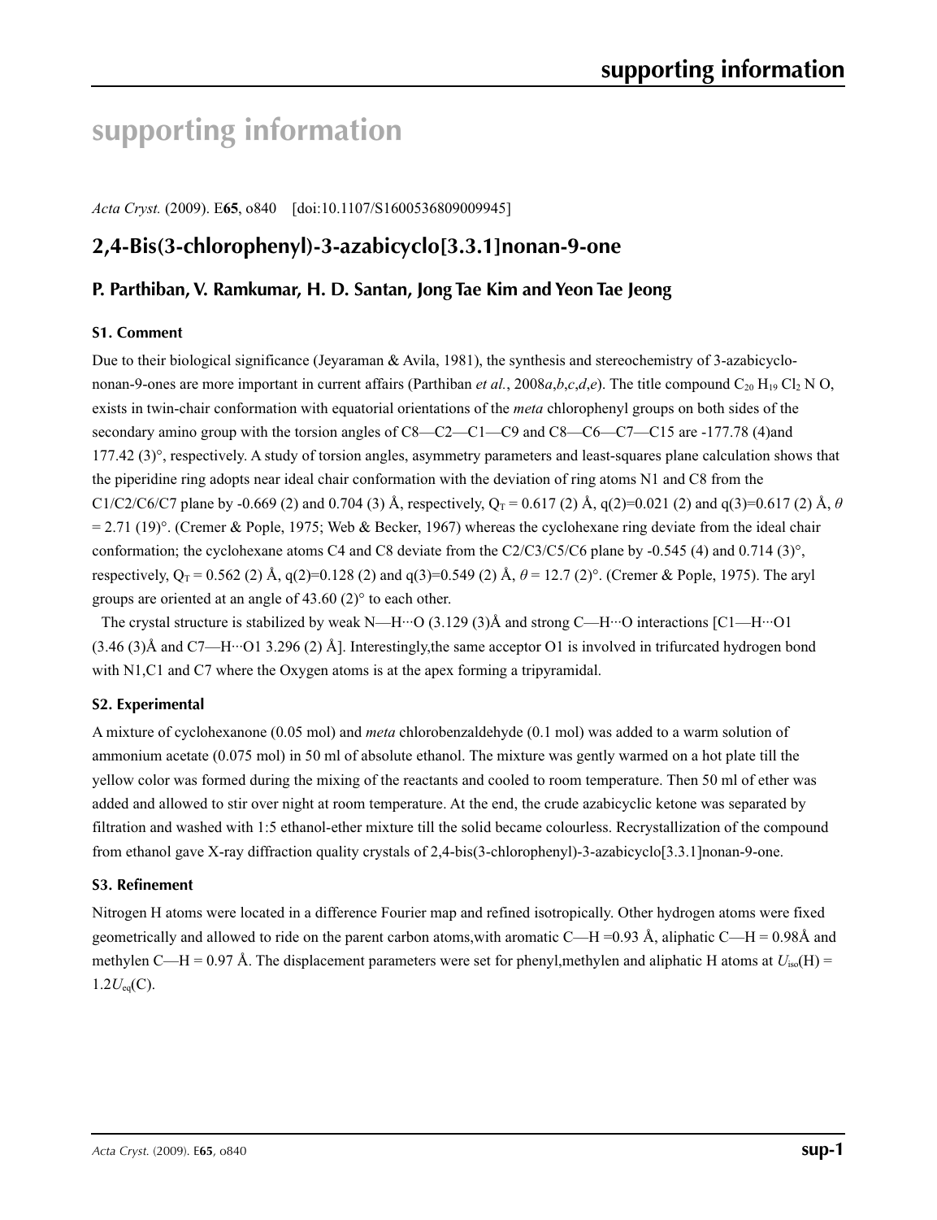# supporting information

*Acta Cryst.* (2009). E**65**, o840 [doi:10.1107/S1600536809009945]

## 2,4-Bis(3-chlorophenyl)-3-azabicyclo[3.3.1]nonan-9-one

### P. Parthiban, V. Ramkumar, H. D. Santan, Jong Tae Kim and Yeon Tae Jeong

#### S1. Comment

Due to their biological significance (Jeyaraman & Avila, 1981), the synthesis and stereochemistry of 3-azabicyclo-nonan-9-ones are more important in current affairs (Parthiban *et al.*, 2008*a*,*b*,*c*,*d*,*e*). The title compound $C_{20}$ $H_{19}$ $Cl_2$ N O, exists in twin-chair conformation with equatorial orientations of the *meta* chlorophenyl groups on both sides of the secondary amino group with the torsion angles of C8—C2—C1—C9 and C8—C6—C7—C15 are -177.78 (4)and 177.42 (3)°, respectively. A study of torsion angles, asymmetry parameters and least-squares plane calculation shows that the piperidine ring adopts near ideal chair conformation with the deviation of ring atoms N1 and C8 from the C1/C2/C6/C7 plane by -0.669 (2) and 0.704 (3) Å, respectively, $Q_T$ = 0.617 (2) Å, q(2)=0.021 (2) and q(3)=0.617 (2) Å, $\theta$ = 2.71 (19)°. (Cremer & Pople, 1975; Web & Becker, 1967) whereas the cyclohexane ring deviate from the ideal chair conformation; the cyclohexane atoms C4 and C8 deviate from the C2/C3/C5/C6 plane by -0.545 (4) and 0.714 (3)°, respectively, $Q_T$ = 0.562 (2) Å, q(2)=0.128 (2) and q(3)=0.549 (2) Å, $\theta$ = 12.7 (2)°. (Cremer & Pople, 1975). The aryl groups are oriented at an angle of 43.60 (2)° to each other.

The crystal structure is stabilized by weak N—H···O (3.129 (3)Å and strong C—H···O interactions [C1—H···O1 (3.46 (3)Å and C7—H···O1 3.296 (2) Å]. Interestingly,the same acceptor O1 is involved in trifurcated hydrogen bond with N1,C1 and C7 where the Oxygen atoms is at the apex forming a tripyramidal.

#### S2. Experimental

A mixture of cyclohexanone (0.05 mol) and *meta* chlorobenzaldehyde (0.1 mol) was added to a warm solution of ammonium acetate (0.075 mol) in 50 ml of absolute ethanol. The mixture was gently warmed on a hot plate till the yellow color was formed during the mixing of the reactants and cooled to room temperature. Then 50 ml of ether was added and allowed to stir over night at room temperature. At the end, the crude azabicyclic ketone was separated by filtration and washed with 1:5 ethanol-ether mixture till the solid became colourless. Recrystallization of the compound from ethanol gave X-ray diffraction quality crystals of 2,4-bis(3-chlorophenyl)-3-azabicyclo[3.3.1]nonan-9-one.

#### S3. Refinement

Nitrogen H atoms were located in a difference Fourier map and refined isotropically. Other hydrogen atoms were fixed geometrically and allowed to ride on the parent carbon atoms,with aromatic C—H =0.93 Å, aliphatic C—H = 0.98Å and methylen C—H = 0.97 Å. The displacement parameters were set for phenyl,methylen and aliphatic H atoms at $U_{iso}$(H) = $1.2U_{eq}$(C).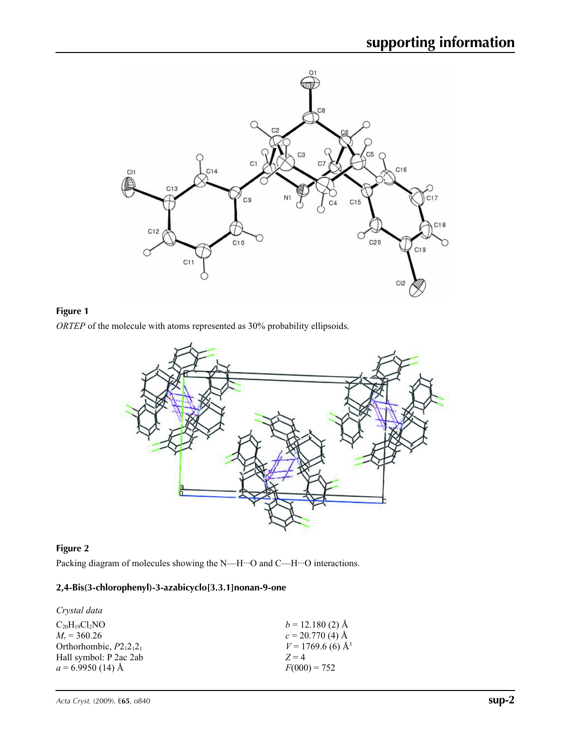**Figure 1**

*ORTEP* of the molecule with atoms represented as 30% probability ellipsoids.

**Figure 2**

Packing diagram of molecules showing the N—H···O and C—H···O interactions.

## 2,4-Bis(3-chlorophenyl)-3-azabicyclo[3.3.1]nonan-9-one

### *Crystal data*

$C_{20}H_{19}Cl_2NO$
$M_r$ = 360.26
Orthorhombic, $P2_12_12_1$
Hall symbol: P 2ac 2ab
$a$ = 6.9950 (14) Å
$b$ = 12.180 (2) Å
$c$ = 20.770 (4) Å
$V$ = 1769.6 (6) Å$^3$
$Z$ = 4
$F(000)$ = 752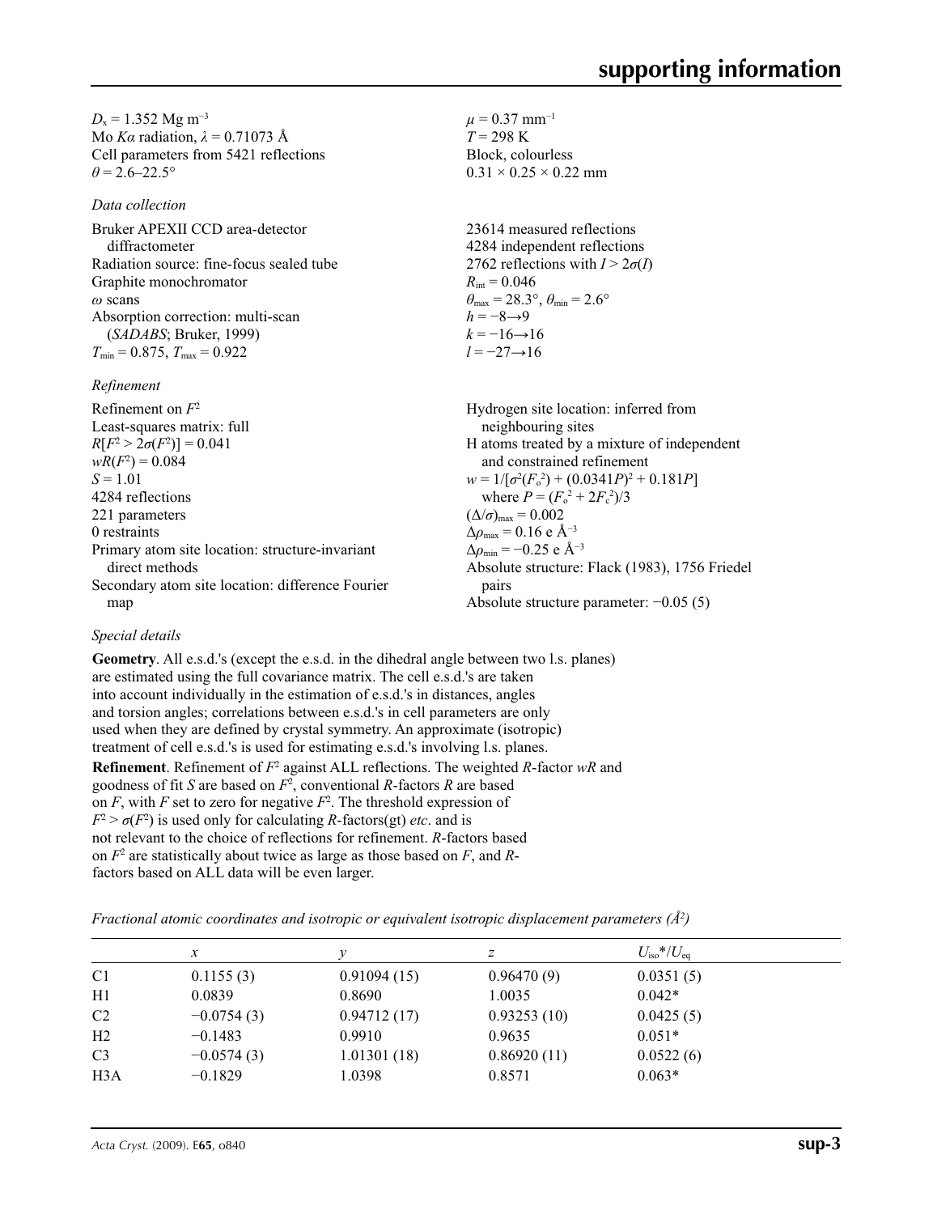$D_x$ = 1.352 Mg m$^{-3}$
Mo $K\alpha$ radiation, $\lambda$ = 0.71073 Å
Cell parameters from 5421 reflections
$\theta$ = 2.6–22.5°
$\mu$ = 0.37 mm$^{-1}$
$T$ = 298 K
Block, colourless
0.31 × 0.25 × 0.22 mm

*Data collection*

Bruker APEXII CCD area-detector diffractometer
Radiation source: fine-focus sealed tube
Graphite monochromator
$\omega$ scans
Absorption correction: multi-scan (*SADABS*; Bruker, 1999)
$T_{min}$ = 0.875, $T_{max}$ = 0.922
23614 measured reflections
4284 independent reflections
2762 reflections with $I > 2\sigma(I)$
$R_{int}$ = 0.046
$\theta_{max}$ = 28.3°, $\theta_{min}$ = 2.6°
$h$ = −8→9
$k$ = −16→16
$l$ = −27→16

*Refinement*

Refinement on $F^2$
Least-squares matrix: full
$R[F^2 > 2\sigma(F^2)]$ = 0.041
$wR(F^2)$ = 0.084
$S$ = 1.01
4284 reflections
221 parameters
0 restraints
Primary atom site location: structure-invariant direct methods
Secondary atom site location: difference Fourier map
Hydrogen site location: inferred from neighbouring sites
H atoms treated by a mixture of independent and constrained refinement
$w = 1/[\sigma^2(F_o^2) + (0.0341P)^2 + 0.181P]$ where $P = (F_o^2 + 2F_c^2)/3$
$(\Delta/\sigma)_{max}$ = 0.002
$\Delta\rho_{max}$ = 0.16 e Å$^{-3}$
$\Delta\rho_{min}$ = −0.25 e Å$^{-3}$
Absolute structure: Flack (1983), 1756 Friedel pairs
Absolute structure parameter: −0.05 (5)

*Special details*

**Geometry**. All e.s.d.'s (except the e.s.d. in the dihedral angle between two l.s. planes) are estimated using the full covariance matrix. The cell e.s.d.'s are taken into account individually in the estimation of e.s.d.'s in distances, angles and torsion angles; correlations between e.s.d.'s in cell parameters are only used when they are defined by crystal symmetry. An approximate (isotropic) treatment of cell e.s.d.'s is used for estimating e.s.d.'s involving l.s. planes.

**Refinement**. Refinement of $F^2$ against ALL reflections. The weighted $R$-factor $wR$ and goodness of fit $S$ are based on $F^2$, conventional $R$-factors $R$ are based on $F$, with $F$ set to zero for negative $F^2$. The threshold expression of $F^2 > \sigma(F^2)$ is used only for calculating $R$-factors(gt) *etc*. and is not relevant to the choice of reflections for refinement. $R$-factors based on $F^2$ are statistically about twice as large as those based on $F$, and $R$-factors based on ALL data will be even larger.

*Fractional atomic coordinates and isotropic or equivalent isotropic displacement parameters (Å$^2$)*

| | $x$ | $y$ | $z$ | $U_{iso}$*/$U_{eq}$ |
|---|---|---|---|---|
| C1 | 0.1155 (3) | 0.91094 (15) | 0.96470 (9) | 0.0351 (5) |
| H1 | 0.0839 | 0.8690 | 1.0035 | 0.042* |
| C2 | −0.0754 (3) | 0.94712 (17) | 0.93253 (10) | 0.0425 (5) |
| H2 | −0.1483 | 0.9910 | 0.9635 | 0.051* |
| C3 | −0.0574 (3) | 1.01301 (18) | 0.86920 (11) | 0.0522 (6) |
| H3A | −0.1829 | 1.0398 | 0.8571 | 0.063* |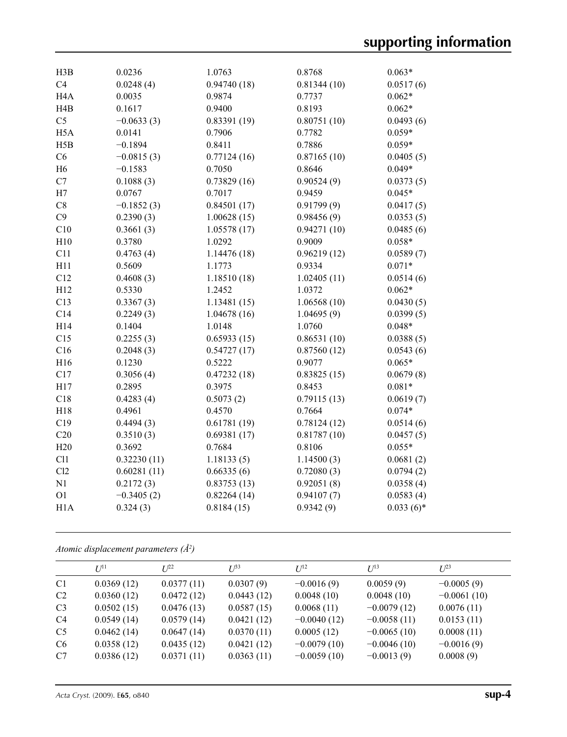| | | | | |
|---|---|---|---|---|
| H3B | 0.0236 | 1.0763 | 0.8768 | 0.063* |
| C4 | 0.0248 (4) | 0.94740 (18) | 0.81344 (10) | 0.0517 (6) |
| H4A | 0.0035 | 0.9874 | 0.7737 | 0.062* |
| H4B | 0.1617 | 0.9400 | 0.8193 | 0.062* |
| C5 | −0.0633 (3) | 0.83391 (19) | 0.80751 (10) | 0.0493 (6) |
| H5A | 0.0141 | 0.7906 | 0.7782 | 0.059* |
| H5B | −0.1894 | 0.8411 | 0.7886 | 0.059* |
| C6 | −0.0815 (3) | 0.77124 (16) | 0.87165 (10) | 0.0405 (5) |
| H6 | −0.1583 | 0.7050 | 0.8646 | 0.049* |
| C7 | 0.1088 (3) | 0.73829 (16) | 0.90524 (9) | 0.0373 (5) |
| H7 | 0.0767 | 0.7017 | 0.9459 | 0.045* |
| C8 | −0.1852 (3) | 0.84501 (17) | 0.91799 (9) | 0.0417 (5) |
| C9 | 0.2390 (3) | 1.00628 (15) | 0.98456 (9) | 0.0353 (5) |
| C10 | 0.3661 (3) | 1.05578 (17) | 0.94271 (10) | 0.0485 (6) |
| H10 | 0.3780 | 1.0292 | 0.9009 | 0.058* |
| C11 | 0.4763 (4) | 1.14476 (18) | 0.96219 (12) | 0.0589 (7) |
| H11 | 0.5609 | 1.1773 | 0.9334 | 0.071* |
| C12 | 0.4608 (3) | 1.18510 (18) | 1.02405 (11) | 0.0514 (6) |
| H12 | 0.5330 | 1.2452 | 1.0372 | 0.062* |
| C13 | 0.3367 (3) | 1.13481 (15) | 1.06568 (10) | 0.0430 (5) |
| C14 | 0.2249 (3) | 1.04678 (16) | 1.04695 (9) | 0.0399 (5) |
| H14 | 0.1404 | 1.0148 | 1.0760 | 0.048* |
| C15 | 0.2255 (3) | 0.65933 (15) | 0.86531 (10) | 0.0388 (5) |
| C16 | 0.2048 (3) | 0.54727 (17) | 0.87560 (12) | 0.0543 (6) |
| H16 | 0.1230 | 0.5222 | 0.9077 | 0.065* |
| C17 | 0.3056 (4) | 0.47232 (18) | 0.83825 (15) | 0.0679 (8) |
| H17 | 0.2895 | 0.3975 | 0.8453 | 0.081* |
| C18 | 0.4283 (4) | 0.5073 (2) | 0.79115 (13) | 0.0619 (7) |
| H18 | 0.4961 | 0.4570 | 0.7664 | 0.074* |
| C19 | 0.4494 (3) | 0.61781 (19) | 0.78124 (12) | 0.0514 (6) |
| C20 | 0.3510 (3) | 0.69381 (17) | 0.81787 (10) | 0.0457 (5) |
| H20 | 0.3692 | 0.7684 | 0.8106 | 0.055* |
| Cl1 | 0.32230 (11) | 1.18133 (5) | 1.14500 (3) | 0.0681 (2) |
| Cl2 | 0.60281 (11) | 0.66335 (6) | 0.72080 (3) | 0.0794 (2) |
| N1 | 0.2172 (3) | 0.83753 (13) | 0.92051 (8) | 0.0358 (4) |
| O1 | −0.3405 (2) | 0.82264 (14) | 0.94107 (7) | 0.0583 (4) |
| H1A | 0.324 (3) | 0.8184 (15) | 0.9342 (9) | 0.033 (6)* |

*Atomic displacement parameters (Å²)*

| | $U^{11}$ | $U^{22}$ | $U^{33}$ | $U^{12}$ | $U^{13}$ | $U^{23}$ |
|---|---|---|---|---|---|---|
| C1 | 0.0369 (12) | 0.0377 (11) | 0.0307 (9) | −0.0016 (9) | 0.0059 (9) | −0.0005 (9) |
| C2 | 0.0360 (12) | 0.0472 (12) | 0.0443 (12) | 0.0048 (10) | 0.0048 (10) | −0.0061 (10) |
| C3 | 0.0502 (15) | 0.0476 (13) | 0.0587 (15) | 0.0068 (11) | −0.0079 (12) | 0.0076 (11) |
| C4 | 0.0549 (14) | 0.0579 (14) | 0.0421 (12) | −0.0040 (12) | −0.0058 (11) | 0.0153 (11) |
| C5 | 0.0462 (14) | 0.0647 (14) | 0.0370 (11) | 0.0005 (12) | −0.0065 (10) | 0.0008 (11) |
| C6 | 0.0358 (12) | 0.0435 (12) | 0.0421 (12) | −0.0079 (10) | −0.0046 (10) | −0.0016 (9) |
| C7 | 0.0386 (12) | 0.0371 (11) | 0.0363 (11) | −0.0059 (10) | −0.0013 (9) | 0.0008 (9) |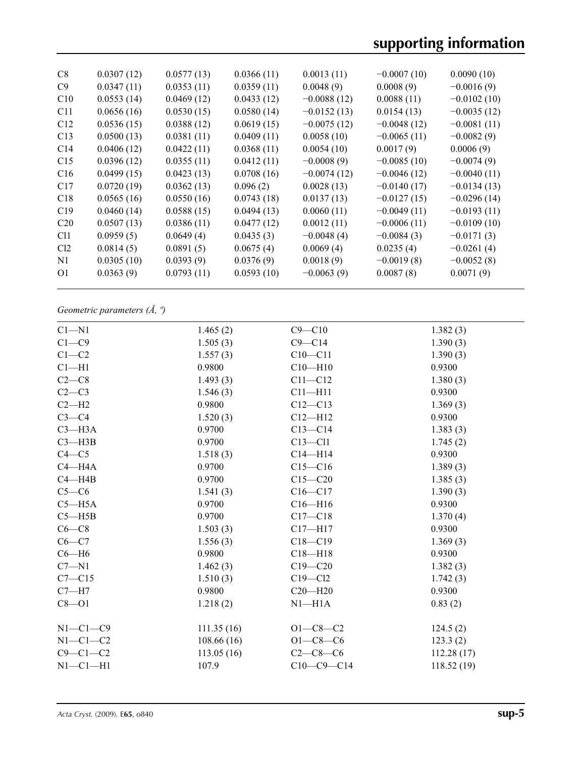| | | | | | | |
|---|---|---|---|---|---|---|
| C8 | 0.0307 (12) | 0.0577 (13) | 0.0366 (11) | 0.0013 (11) | −0.0007 (10) | 0.0090 (10) |
| C9 | 0.0347 (11) | 0.0353 (11) | 0.0359 (11) | 0.0048 (9) | 0.0008 (9) | −0.0016 (9) |
| C10 | 0.0553 (14) | 0.0469 (12) | 0.0433 (12) | −0.0088 (12) | 0.0088 (11) | −0.0102 (10) |
| C11 | 0.0656 (16) | 0.0530 (15) | 0.0580 (14) | −0.0152 (13) | 0.0154 (13) | −0.0035 (12) |
| C12 | 0.0536 (15) | 0.0388 (12) | 0.0619 (15) | −0.0075 (12) | −0.0048 (12) | −0.0081 (11) |
| C13 | 0.0500 (13) | 0.0381 (11) | 0.0409 (11) | 0.0058 (10) | −0.0065 (11) | −0.0082 (9) |
| C14 | 0.0406 (12) | 0.0422 (11) | 0.0368 (11) | 0.0054 (10) | 0.0017 (9) | 0.0006 (9) |
| C15 | 0.0396 (12) | 0.0355 (11) | 0.0412 (11) | −0.0008 (9) | −0.0085 (10) | −0.0074 (9) |
| C16 | 0.0499 (15) | 0.0423 (13) | 0.0708 (16) | −0.0074 (12) | −0.0046 (12) | −0.0040 (11) |
| C17 | 0.0720 (19) | 0.0362 (13) | 0.096 (2) | 0.0028 (13) | −0.0140 (17) | −0.0134 (13) |
| C18 | 0.0565 (16) | 0.0550 (16) | 0.0743 (18) | 0.0137 (13) | −0.0127 (15) | −0.0296 (14) |
| C19 | 0.0460 (14) | 0.0588 (15) | 0.0494 (13) | 0.0060 (11) | −0.0049 (11) | −0.0193 (11) |
| C20 | 0.0507 (13) | 0.0386 (11) | 0.0477 (12) | 0.0012 (11) | −0.0006 (11) | −0.0109 (10) |
| Cl1 | 0.0959 (5) | 0.0649 (4) | 0.0435 (3) | −0.0048 (4) | −0.0084 (3) | −0.0171 (3) |
| Cl2 | 0.0814 (5) | 0.0891 (5) | 0.0675 (4) | 0.0069 (4) | 0.0235 (4) | −0.0261 (4) |
| N1 | 0.0305 (10) | 0.0393 (9) | 0.0376 (9) | 0.0018 (9) | −0.0019 (8) | −0.0052 (8) |
| O1 | 0.0363 (9) | 0.0793 (11) | 0.0593 (10) | −0.0063 (9) | 0.0087 (8) | 0.0071 (9) |

*Geometric parameters (Å, º)*

| | | | |
|---|---|---|---|
| C1—N1 | 1.465 (2) | C9—C10 | 1.382 (3) |
| C1—C9 | 1.505 (3) | C9—C14 | 1.390 (3) |
| C1—C2 | 1.557 (3) | C10—C11 | 1.390 (3) |
| C1—H1 | 0.9800 | C10—H10 | 0.9300 |
| C2—C8 | 1.493 (3) | C11—C12 | 1.380 (3) |
| C2—C3 | 1.546 (3) | C11—H11 | 0.9300 |
| C2—H2 | 0.9800 | C12—C13 | 1.369 (3) |
| C3—C4 | 1.520 (3) | C12—H12 | 0.9300 |
| C3—H3A | 0.9700 | C13—C14 | 1.383 (3) |
| C3—H3B | 0.9700 | C13—Cl1 | 1.745 (2) |
| C4—C5 | 1.518 (3) | C14—H14 | 0.9300 |
| C4—H4A | 0.9700 | C15—C16 | 1.389 (3) |
| C4—H4B | 0.9700 | C15—C20 | 1.385 (3) |
| C5—C6 | 1.541 (3) | C16—C17 | 1.390 (3) |
| C5—H5A | 0.9700 | C16—H16 | 0.9300 |
| C5—H5B | 0.9700 | C17—C18 | 1.370 (4) |
| C6—C8 | 1.503 (3) | C17—H17 | 0.9300 |
| C6—C7 | 1.556 (3) | C18—C19 | 1.369 (3) |
| C6—H6 | 0.9800 | C18—H18 | 0.9300 |
| C7—N1 | 1.462 (3) | C19—C20 | 1.382 (3) |
| C7—C15 | 1.510 (3) | C19—Cl2 | 1.742 (3) |
| C7—H7 | 0.9800 | C20—H20 | 0.9300 |
| C8—O1 | 1.218 (2) | N1—H1A | 0.83 (2) |
| | | | |
| N1—C1—C9 | 111.35 (16) | O1—C8—C2 | 124.5 (2) |
| N1—C1—C2 | 108.66 (16) | O1—C8—C6 | 123.3 (2) |
| C9—C1—C2 | 113.05 (16) | C2—C8—C6 | 112.28 (17) |
| N1—C1—H1 | 107.9 | C10—C9—C14 | 118.52 (19) |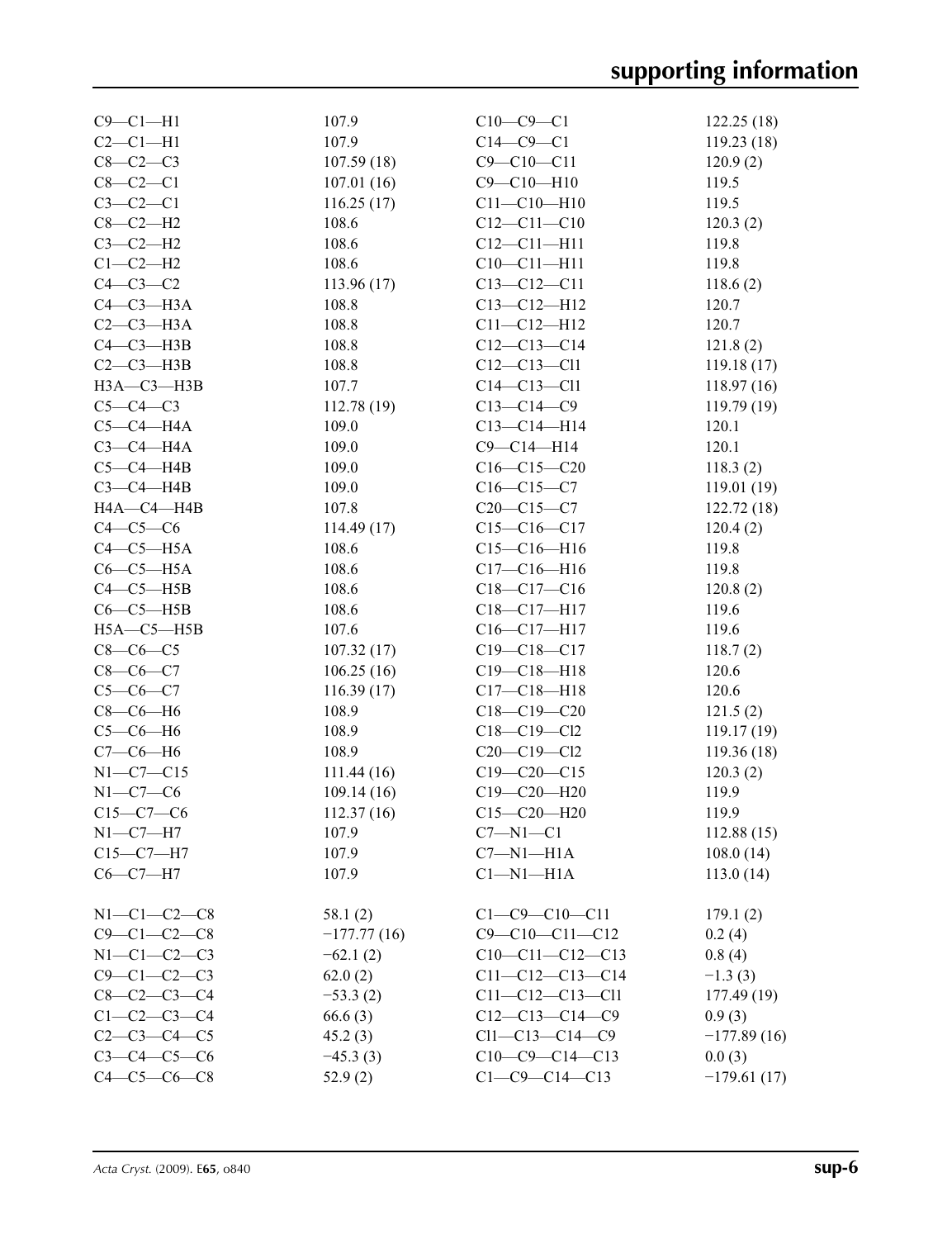| | | | |
|---|---|---|---|
| C9—C1—H1 | 107.9 | C10—C9—C1 | 122.25 (18) |
| C2—C1—H1 | 107.9 | C14—C9—C1 | 119.23 (18) |
| C8—C2—C3 | 107.59 (18) | C9—C10—C11 | 120.9 (2) |
| C8—C2—C1 | 107.01 (16) | C9—C10—H10 | 119.5 |
| C3—C2—C1 | 116.25 (17) | C11—C10—H10 | 119.5 |
| C8—C2—H2 | 108.6 | C12—C11—C10 | 120.3 (2) |
| C3—C2—H2 | 108.6 | C12—C11—H11 | 119.8 |
| C1—C2—H2 | 108.6 | C10—C11—H11 | 119.8 |
| C4—C3—C2 | 113.96 (17) | C13—C12—C11 | 118.6 (2) |
| C4—C3—H3A | 108.8 | C13—C12—H12 | 120.7 |
| C2—C3—H3A | 108.8 | C11—C12—H12 | 120.7 |
| C4—C3—H3B | 108.8 | C12—C13—C14 | 121.8 (2) |
| C2—C3—H3B | 108.8 | C12—C13—Cl1 | 119.18 (17) |
| H3A—C3—H3B | 107.7 | C14—C13—Cl1 | 118.97 (16) |
| C5—C4—C3 | 112.78 (19) | C13—C14—C9 | 119.79 (19) |
| C5—C4—H4A | 109.0 | C13—C14—H14 | 120.1 |
| C3—C4—H4A | 109.0 | C9—C14—H14 | 120.1 |
| C5—C4—H4B | 109.0 | C16—C15—C20 | 118.3 (2) |
| C3—C4—H4B | 109.0 | C16—C15—C7 | 119.01 (19) |
| H4A—C4—H4B | 107.8 | C20—C15—C7 | 122.72 (18) |
| C4—C5—C6 | 114.49 (17) | C15—C16—C17 | 120.4 (2) |
| C4—C5—H5A | 108.6 | C15—C16—H16 | 119.8 |
| C6—C5—H5A | 108.6 | C17—C16—H16 | 119.8 |
| C4—C5—H5B | 108.6 | C18—C17—C16 | 120.8 (2) |
| C6—C5—H5B | 108.6 | C18—C17—H17 | 119.6 |
| H5A—C5—H5B | 107.6 | C16—C17—H17 | 119.6 |
| C8—C6—C5 | 107.32 (17) | C19—C18—C17 | 118.7 (2) |
| C8—C6—C7 | 106.25 (16) | C19—C18—H18 | 120.6 |
| C5—C6—C7 | 116.39 (17) | C17—C18—H18 | 120.6 |
| C8—C6—H6 | 108.9 | C18—C19—C20 | 121.5 (2) |
| C5—C6—H6 | 108.9 | C18—C19—Cl2 | 119.17 (19) |
| C7—C6—H6 | 108.9 | C20—C19—Cl2 | 119.36 (18) |
| N1—C7—C15 | 111.44 (16) | C19—C20—C15 | 120.3 (2) |
| N1—C7—C6 | 109.14 (16) | C19—C20—H20 | 119.9 |
| C15—C7—C6 | 112.37 (16) | C15—C20—H20 | 119.9 |
| N1—C7—H7 | 107.9 | C7—N1—C1 | 112.88 (15) |
| C15—C7—H7 | 107.9 | C7—N1—H1A | 108.0 (14) |
| C6—C7—H7 | 107.9 | C1—N1—H1A | 113.0 (14) |

| | | | |
|---|---|---|---|
| N1—C1—C2—C8 | 58.1 (2) | C1—C9—C10—C11 | 179.1 (2) |
| C9—C1—C2—C8 | −177.77 (16) | C9—C10—C11—C12 | 0.2 (4) |
| N1—C1—C2—C3 | −62.1 (2) | C10—C11—C12—C13 | 0.8 (4) |
| C9—C1—C2—C3 | 62.0 (2) | C11—C12—C13—C14 | −1.3 (3) |
| C8—C2—C3—C4 | −53.3 (2) | C11—C12—C13—Cl1 | 177.49 (19) |
| C1—C2—C3—C4 | 66.6 (3) | C12—C13—C14—C9 | 0.9 (3) |
| C2—C3—C4—C5 | 45.2 (3) | Cl1—C13—C14—C9 | −177.89 (16) |
| C3—C4—C5—C6 | −45.3 (3) | C10—C9—C14—C13 | 0.0 (3) |
| C4—C5—C6—C8 | 52.9 (2) | C1—C9—C14—C13 | −179.61 (17) |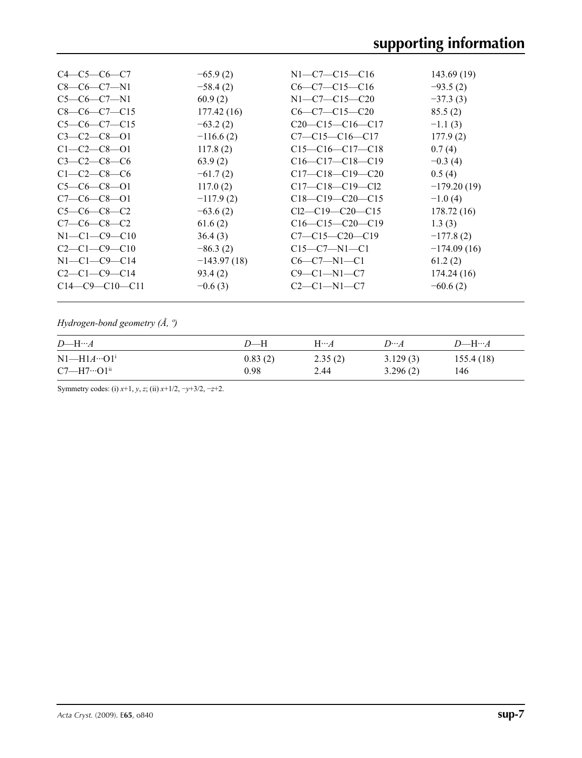| | | | |
|---|---|---|---|
| C4—C5—C6—C7 | −65.9 (2) | N1—C7—C15—C16 | 143.69 (19) |
| C8—C6—C7—N1 | −58.4 (2) | C6—C7—C15—C16 | −93.5 (2) |
| C5—C6—C7—N1 | 60.9 (2) | N1—C7—C15—C20 | −37.3 (3) |
| C8—C6—C7—C15 | 177.42 (16) | C6—C7—C15—C20 | 85.5 (2) |
| C5—C6—C7—C15 | −63.2 (2) | C20—C15—C16—C17 | −1.1 (3) |
| C3—C2—C8—O1 | −116.6 (2) | C7—C15—C16—C17 | 177.9 (2) |
| C1—C2—C8—O1 | 117.8 (2) | C15—C16—C17—C18 | 0.7 (4) |
| C3—C2—C8—C6 | 63.9 (2) | C16—C17—C18—C19 | −0.3 (4) |
| C1—C2—C8—C6 | −61.7 (2) | C17—C18—C19—C20 | 0.5 (4) |
| C5—C6—C8—O1 | 117.0 (2) | C17—C18—C19—Cl2 | −179.20 (19) |
| C7—C6—C8—O1 | −117.9 (2) | C18—C19—C20—C15 | −1.0 (4) |
| C5—C6—C8—C2 | −63.6 (2) | Cl2—C19—C20—C15 | 178.72 (16) |
| C7—C6—C8—C2 | 61.6 (2) | C16—C15—C20—C19 | 1.3 (3) |
| N1—C1—C9—C10 | 36.4 (3) | C7—C15—C20—C19 | −177.8 (2) |
| C2—C1—C9—C10 | −86.3 (2) | C15—C7—N1—C1 | −174.09 (16) |
| N1—C1—C9—C14 | −143.97 (18) | C6—C7—N1—C1 | 61.2 (2) |
| C2—C1—C9—C14 | 93.4 (2) | C9—C1—N1—C7 | 174.24 (16) |
| C14—C9—C10—C11 | −0.6 (3) | C2—C1—N1—C7 | −60.6 (2) |

*Hydrogen-bond geometry (Å, º)*

| *D*—H···*A* | *D*—H | H···*A* | *D*···*A* | *D*—H···*A* |
|---|---|---|---|---|
| N1—H1*A*···O1[i] | 0.83 (2) | 2.35 (2) | 3.129 (3) | 155.4 (18) |
| C7—H7···O1[ii] | 0.98 | 2.44 | 3.296 (2) | 146 |

Symmetry codes: (i) $x+1, y, z$; (ii) $x+1/2, -y+3/2, -z+2$.